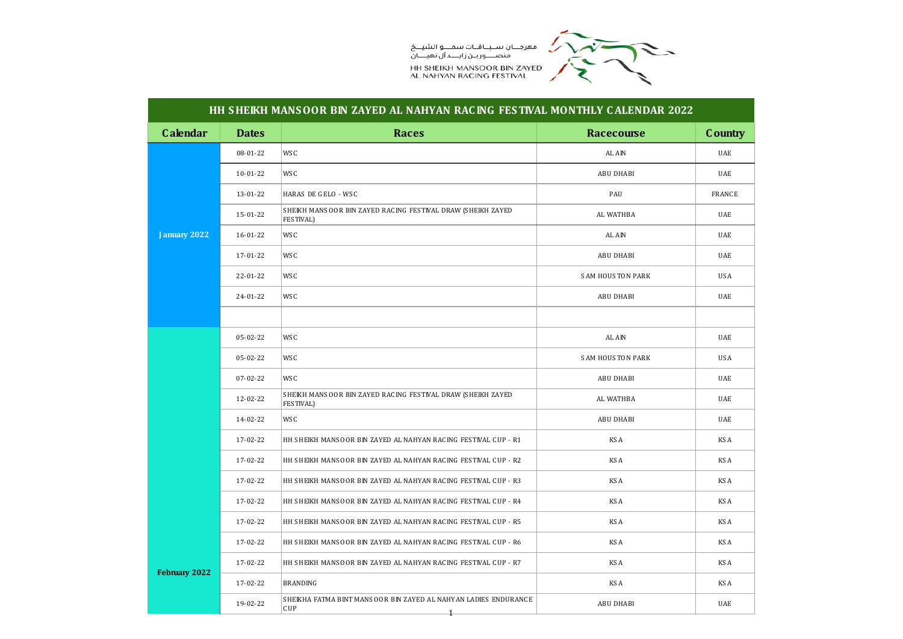مهرجـــان سـبـــاقـــات سمـــو الشيـــخ
منصـــوربـن زايـــد آل نهيـــان

HH SHEIKH MANSOOR BIN ZAYED AL NAHYAN RACING FESTIVAL

# HH SHEIKH MANSOOR BIN ZAYED AL NAHYAN RACING FESTIVAL MONTHLY CALENDAR 2022

| Calendar | Dates | Races | Racecourse | Country |
|---|---|---|---|---|
| January 2022 | 08-01-22 | WSC | AL AIN | UAE |
| | 10-01-22 | WSC | ABU DHABI | UAE |
| | 13-01-22 | HARAS DE GELO - WSC | PAU | FRANCE |
| | 15-01-22 | SHEIKH MANSOOR BIN ZAYED RACING FESTIVAL DRAW (SHEIKH ZAYED FESTIVAL) | AL WATHBA | UAE |
| | 16-01-22 | WSC | AL AIN | UAE |
| | 17-01-22 | WSC | ABU DHABI | UAE |
| | 22-01-22 | WSC | SAM HOUSTON PARK | USA |
| | 24-01-22 | WSC | ABU DHABI | UAE |
| | | | | |
| February 2022 | 05-02-22 | WSC | AL AIN | UAE |
| | 05-02-22 | WSC | SAM HOUSTON PARK | USA |
| | 07-02-22 | WSC | ABU DHABI | UAE |
| | 12-02-22 | SHEIKH MANSOOR BIN ZAYED RACING FESTIVAL DRAW (SHEIKH ZAYED FESTIVAL) | AL WATHBA | UAE |
| | 14-02-22 | WSC | ABU DHABI | UAE |
| | 17-02-22 | HH SHEIKH MANSOOR BIN ZAYED AL NAHYAN RACING FESTIVAL CUP - R1 | KSA | KSA |
| | 17-02-22 | HH SHEIKH MANSOOR BIN ZAYED AL NAHYAN RACING FESTIVAL CUP - R2 | KSA | KSA |
| | 17-02-22 | HH SHEIKH MANSOOR BIN ZAYED AL NAHYAN RACING FESTIVAL CUP - R3 | KSA | KSA |
| | 17-02-22 | HH SHEIKH MANSOOR BIN ZAYED AL NAHYAN RACING FESTIVAL CUP - R4 | KSA | KSA |
| | 17-02-22 | HH SHEIKH MANSOOR BIN ZAYED AL NAHYAN RACING FESTIVAL CUP - R5 | KSA | KSA |
| | 17-02-22 | HH SHEIKH MANSOOR BIN ZAYED AL NAHYAN RACING FESTIVAL CUP - R6 | KSA | KSA |
| | 17-02-22 | HH SHEIKH MANSOOR BIN ZAYED AL NAHYAN RACING FESTIVAL CUP - R7 | KSA | KSA |
| | 17-02-22 | BRANDING | KSA | KSA |
| | 19-02-22 | SHEIKHA FATMA BINT MANSOOR BIN ZAYED AL NAHYAN LADIES ENDURANCE CUP | ABU DHABI | UAE |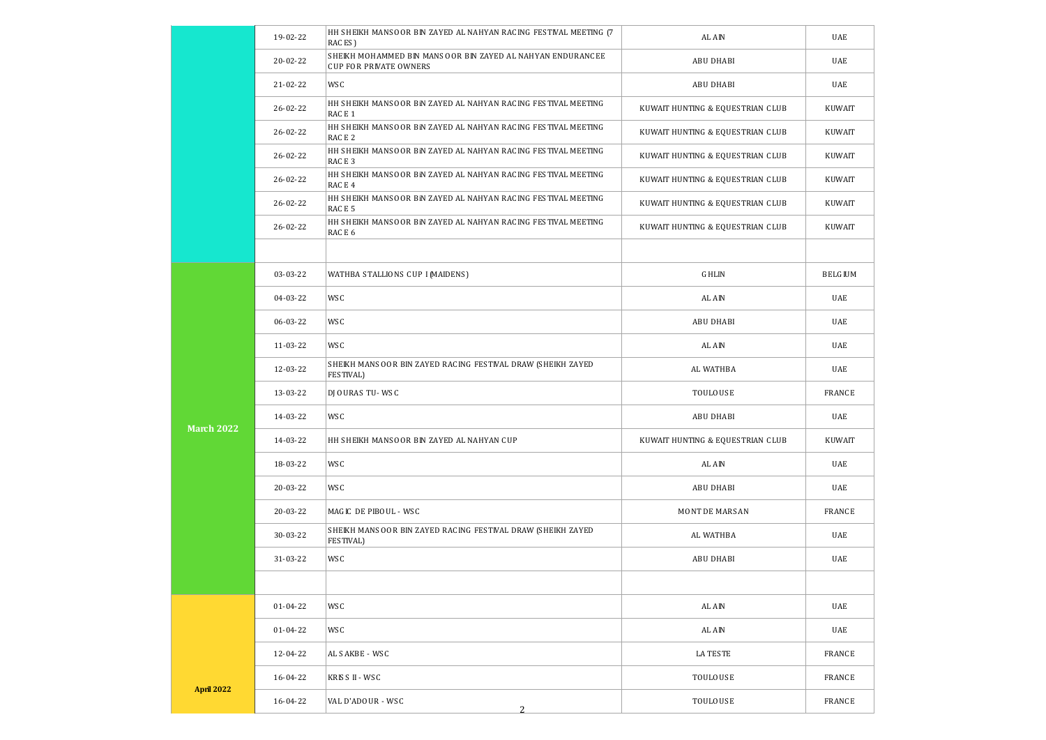|  |  |  |  |  |
|---|---|---|---|---|
|  | 19-02-22 | HH SHEIKH MANSOOR BIN ZAYED AL NAHYAN RACING FESTIVAL MEETING (7 RACES) | AL AIN | UAE |
|  | 20-02-22 | SHEIKH MOHAMMED BIN MANSOOR BIN ZAYED AL NAHYAN ENDURANCEE CUP FOR PRIVATE OWNERS | ABU DHABI | UAE |
|  | 21-02-22 | WSC | ABU DHABI | UAE |
|  | 26-02-22 | HH SHEIKH MANSOOR BIN ZAYED AL NAHYAN RACING FESTIVAL MEETING RACE 1 | KUWAIT HUNTING & EQUESTRIAN CLUB | KUWAIT |
|  | 26-02-22 | HH SHEIKH MANSOOR BIN ZAYED AL NAHYAN RACING FESTIVAL MEETING RACE 2 | KUWAIT HUNTING & EQUESTRIAN CLUB | KUWAIT |
|  | 26-02-22 | HH SHEIKH MANSOOR BIN ZAYED AL NAHYAN RACING FESTIVAL MEETING RACE 3 | KUWAIT HUNTING & EQUESTRIAN CLUB | KUWAIT |
|  | 26-02-22 | HH SHEIKH MANSOOR BIN ZAYED AL NAHYAN RACING FESTIVAL MEETING RACE 4 | KUWAIT HUNTING & EQUESTRIAN CLUB | KUWAIT |
|  | 26-02-22 | HH SHEIKH MANSOOR BIN ZAYED AL NAHYAN RACING FESTIVAL MEETING RACE 5 | KUWAIT HUNTING & EQUESTRIAN CLUB | KUWAIT |
|  | 26-02-22 | HH SHEIKH MANSOOR BIN ZAYED AL NAHYAN RACING FESTIVAL MEETING RACE 6 | KUWAIT HUNTING & EQUESTRIAN CLUB | KUWAIT |
|  |  |  |  |  |
| **March 2022** | 03-03-22 | WATHBA STALLIONS CUP I (MAIDENS) | GHLIN | BELGIUM |
|  | 04-03-22 | WSC | AL AIN | UAE |
|  | 06-03-22 | WSC | ABU DHABI | UAE |
|  | 11-03-22 | WSC | AL AIN | UAE |
|  | 12-03-22 | SHEIKH MANSOOR BIN ZAYED RACING FESTIVAL DRAW (SHEIKH ZAYED FESTIVAL) | AL WATHBA | UAE |
|  | 13-03-22 | DJOURAS TU- WSC | TOULOUSE | FRANCE |
|  | 14-03-22 | WSC | ABU DHABI | UAE |
|  | 14-03-22 | HH SHEIKH MANSOOR BIN ZAYED AL NAHYAN CUP | KUWAIT HUNTING & EQUESTRIAN CLUB | KUWAIT |
|  | 18-03-22 | WSC | AL AIN | UAE |
|  | 20-03-22 | WSC | ABU DHABI | UAE |
|  | 20-03-22 | MAGIC DE PIBOUL - WSC | MONT DE MARSAN | FRANCE |
|  | 30-03-22 | SHEIKH MANSOOR BIN ZAYED RACING FESTIVAL DRAW (SHEIKH ZAYED FESTIVAL) | AL WATHBA | UAE |
|  | 31-03-22 | WSC | ABU DHABI | UAE |
|  |  |  |  |  |
| **April 2022** | 01-04-22 | WSC | AL AIN | UAE |
|  | 01-04-22 | WSC | AL AIN | UAE |
|  | 12-04-22 | AL SAKBE - WSC | LA TESTE | FRANCE |
|  | 16-04-22 | KRISS II - WSC | TOULOUSE | FRANCE |
|  | 16-04-22 | VAL D'ADOUR - WSC | TOULOUSE | FRANCE |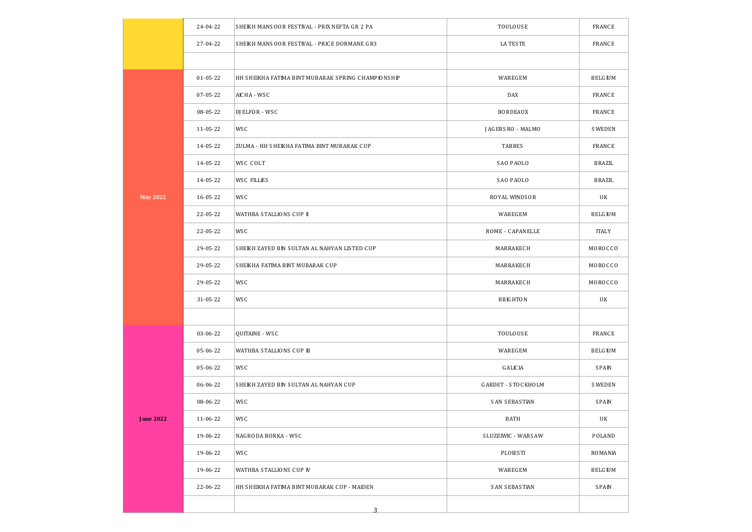| | | | | |
|---|---|---|---|---|
| | 24-04-22 | SHEIKH MANSOOR FESTIVAL - PRIX NEFTA GR 2 PA | TOULOUSE | FRANCE |
| | 27-04-22 | SHEIKH MANSOOR FESTIVAL - PRICE DORMANE GR3 | LA TESTE | FRANCE |
| | | | | |
| **May 2022** | 01-05-22 | HH SHEIKHA FATIMA BINT MUBARAK SPRING CHAMPIONSHIP | WAREGEM | BELGIUM |
| | 07-05-22 | AICHA - WSC | DAX | FRANCE |
| | 08-05-22 | DJELFOR - WSC | BORDEAUX | FRANCE |
| | 11-05-22 | WSC | JAGERSRO - MALMO | SWEDEN |
| | 14-05-22 | ZULMA - HH SHEIKHA FATIMA BINT MUBARAK CUP | TARBES | FRANCE |
| | 14-05-22 | WSC COLT | SAO PAOLO | BRAZIL |
| | 14-05-22 | WSC FILLIES | SAO PAOLO | BRAZIL |
| | 16-05-22 | WSC | ROYAL WINDSOR | UK |
| | 22-05-22 | WATHBA STALLIONS CUP II | WAREGEM | BELGIUM |
| | 22-05-22 | WSC | ROME - CAPANELLE | ITALY |
| | 29-05-22 | SHEIKH ZAYED BIN SULTAN AL NAHYAN LISTED CUP | MARRAKECH | MOROCCO |
| | 29-05-22 | SHEIKHA FATIMA BINT MUBARAK CUP | MARRAKECH | MOROCCO |
| | 29-05-22 | WSC | MARRAKECH | MOROCCO |
| | 31-05-22 | WSC | BRIGHTON | UK |
| | | | | |
| **June 2022** | 03-06-22 | QUITAINE - WSC | TOULOUSE | FRANCE |
| | 05-06-22 | WATHBA STALLIONS CUP III | WAREGEM | BELGIUM |
| | 05-06-22 | WSC | GALICIA | SPAIN |
| | 06-06-22 | SHEIKH ZAYED BIN SULTAN AL NAHYAN CUP | GARDET - STOCKHOLM | SWEDEN |
| | 08-06-22 | WSC | SAN SEBASTIAN | SPAIN |
| | 11-06-22 | WSC | BATH | UK |
| | 19-06-22 | NAGRODA BORKA - WSC | SLUZEWIC - WARSAW | POLAND |
| | 19-06-22 | WSC | PLOIESTI | ROMANIA |
| | 19-06-22 | WATHBA STALLIONS CUP IV | WAREGEM | BELGIUM |
| | 22-06-22 | HH SHEIKHA FATIMA BINT MUBARAK CUP - MAIDEN | SAN SEBASTIAN | SPAIN |
| | | | | |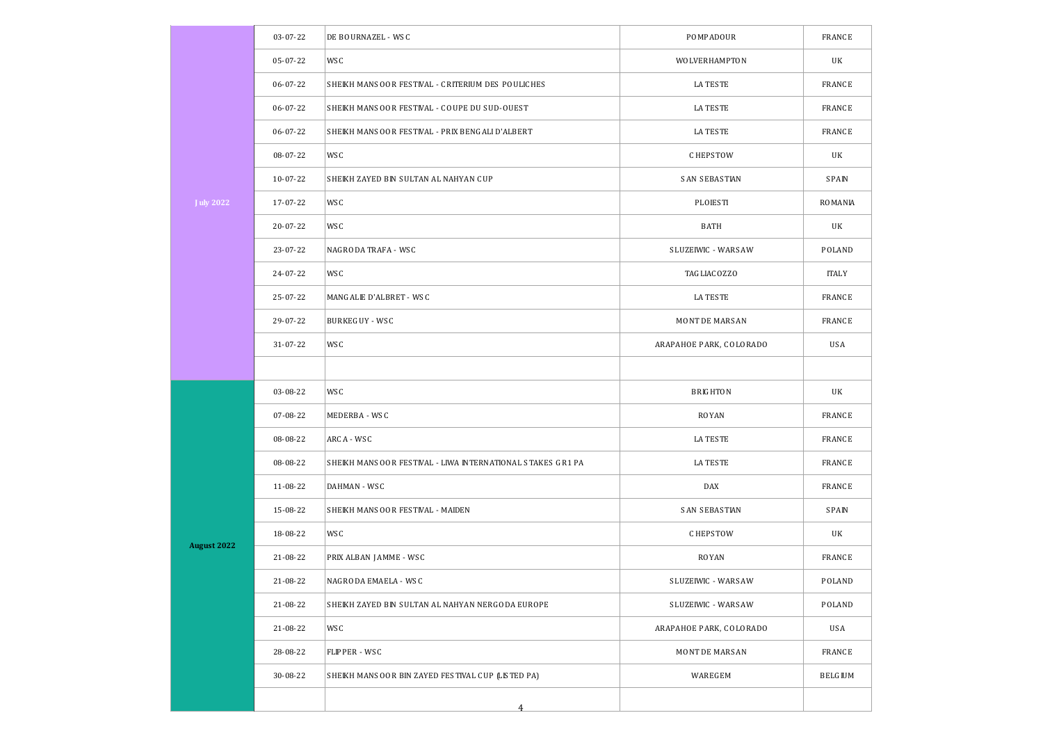| | | | | |
|---|---|---|---|---|
| July 2022 | 03-07-22 | DE BOURNAZEL - WSC | POMPADOUR | FRANCE |
| | 05-07-22 | WSC | WOLVERHAMPTON | UK |
| | 06-07-22 | SHEIKH MANSOOR FESTIVAL - CRITERIUM DES POULICHES | LA TESTE | FRANCE |
| | 06-07-22 | SHEIKH MANSOOR FESTIVAL - COUPE DU SUD-OUEST | LA TESTE | FRANCE |
| | 06-07-22 | SHEIKH MANSOOR FESTIVAL - PRIX BENGALI D'ALBERT | LA TESTE | FRANCE |
| | 08-07-22 | WSC | CHEPSTOW | UK |
| | 10-07-22 | SHEIKH ZAYED BIN SULTAN AL NAHYAN CUP | SAN SEBASTIAN | SPAIN |
| | 17-07-22 | WSC | PLOIESTI | ROMANIA |
| | 20-07-22 | WSC | BATH | UK |
| | 23-07-22 | NAGRODA TRAFA - WSC | SLUZEWIC - WARSAW | POLAND |
| | 24-07-22 | WSC | TAGLIACOZZO | ITALY |
| | 25-07-22 | MANGALIE D'ALBRET - WSC | LA TESTE | FRANCE |
| | 29-07-22 | BURKEGUY - WSC | MONT DE MARSAN | FRANCE |
| | 31-07-22 | WSC | ARAPAHOE PARK, COLORADO | USA |
| | | | | |
| August 2022 | 03-08-22 | WSC | BRIGHTON | UK |
| | 07-08-22 | MEDERBA - WSC | ROYAN | FRANCE |
| | 08-08-22 | ARCA - WSC | LA TESTE | FRANCE |
| | 08-08-22 | SHEIKH MANSOOR FESTIVAL - LIWA INTERNATIONAL STAKES GR1 PA | LA TESTE | FRANCE |
| | 11-08-22 | DAHMAN - WSC | DAX | FRANCE |
| | 15-08-22 | SHEIKH MANSOOR FESTIVAL - MAIDEN | SAN SEBASTIAN | SPAIN |
| | 18-08-22 | WSC | CHEPSTOW | UK |
| | 21-08-22 | PRIX ALBAN JAMME - WSC | ROYAN | FRANCE |
| | 21-08-22 | NAGRODA EMAELA - WSC | SLUZEWIC - WARSAW | POLAND |
| | 21-08-22 | SHEIKH ZAYED BIN SULTAN AL NAHYAN NERGODA EUROPE | SLUZEWIC - WARSAW | POLAND |
| | 21-08-22 | WSC | ARAPAHOE PARK, COLORADO | USA |
| | 28-08-22 | FLIPPER - WSC | MONT DE MARSAN | FRANCE |
| | 30-08-22 | SHEIKH MANSOOR BIN ZAYED FESTIVAL CUP (LISTED PA) | WAREGEM | BELGIUM |
| | | | | |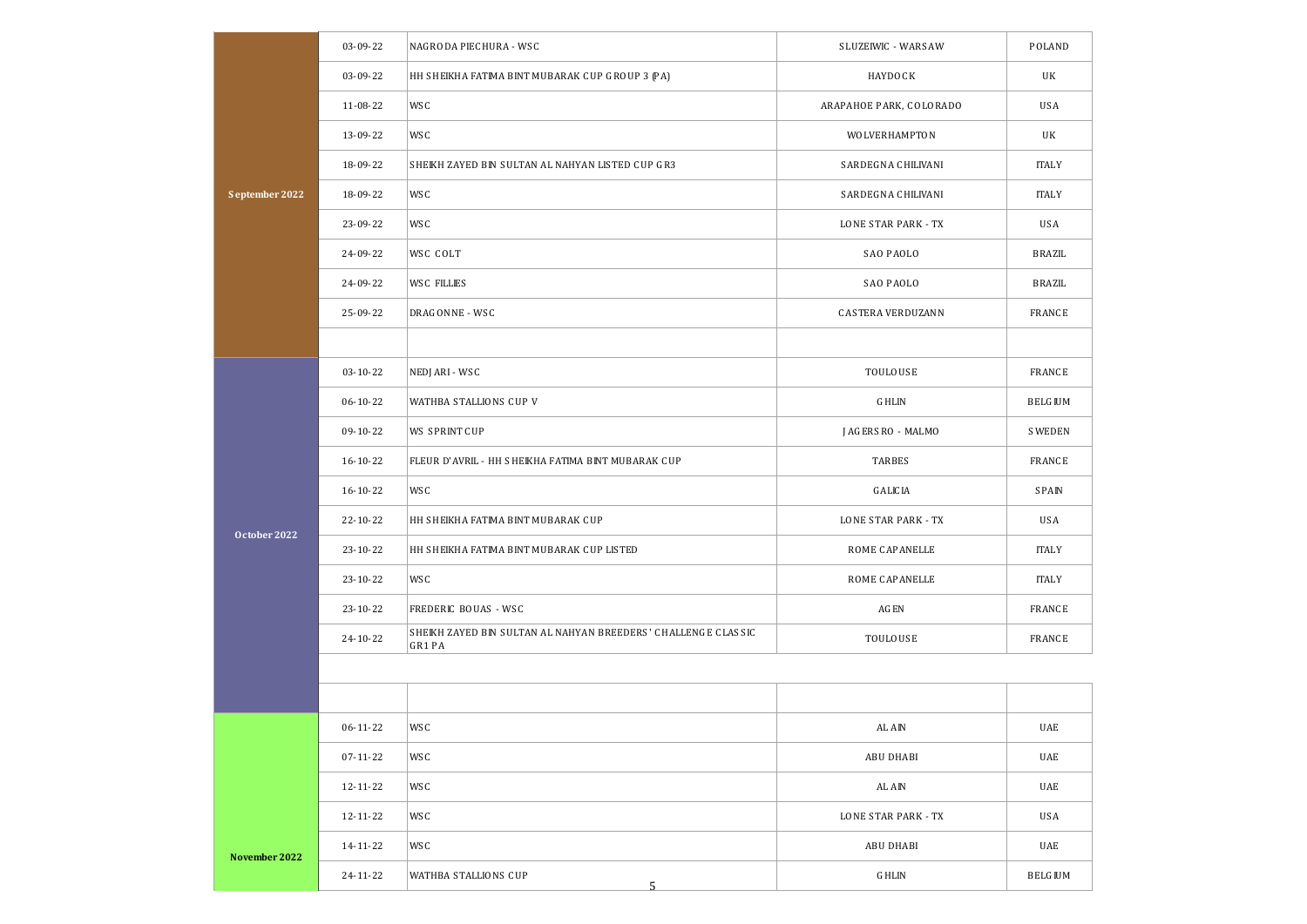| Month | Date | Race | Venue | Country |
|---|---|---|---|---|
| September 2022 | 03-09-22 | NAGRODA PIECHURA - WSC | SLUZEWIC - WARSAW | POLAND |
| | 03-09-22 | HH SHEIKHA FATIMA BINT MUBARAK CUP GROUP 3 (PA) | HAYDOCK | UK |
| | 11-08-22 | WSC | ARAPAHOE PARK, COLORADO | USA |
| | 13-09-22 | WSC | WOLVERHAMPTON | UK |
| | 18-09-22 | SHEIKH ZAYED BIN SULTAN AL NAHYAN LISTED CUP GR3 | SARDEGNA CHILIVANI | ITALY |
| | 18-09-22 | WSC | SARDEGNA CHILIVANI | ITALY |
| | 23-09-22 | WSC | LONE STAR PARK - TX | USA |
| | 24-09-22 | WSC COLT | SAO PAOLO | BRAZIL |
| | 24-09-22 | WSC FILLIES | SAO PAOLO | BRAZIL |
| | 25-09-22 | DRAGONNE - WSC | CASTERA VERDUZANN | FRANCE |
| | | | | |
| October 2022 | 03-10-22 | NEDJARI - WSC | TOULOUSE | FRANCE |
| | 06-10-22 | WATHBA STALLIONS CUP V | GHLIN | BELGIUM |
| | 09-10-22 | WS SPRINT CUP | JAGERSRO - MALMO | SWEDEN |
| | 16-10-22 | FLEUR D'AVRIL - HH SHEIKHA FATIMA BINT MUBARAK CUP | TARBES | FRANCE |
| | 16-10-22 | WSC | GALICIA | SPAIN |
| | 22-10-22 | HH SHEIKHA FATIMA BINT MUBARAK CUP | LONE STAR PARK - TX | USA |
| | 23-10-22 | HH SHEIKHA FATIMA BINT MUBARAK CUP LISTED | ROME CAPANELLE | ITALY |
| | 23-10-22 | WSC | ROME CAPANELLE | ITALY |
| | 23-10-22 | FREDERIC BOUAS - WSC | AGEN | FRANCE |
| | 24-10-22 | SHEIKH ZAYED BIN SULTAN AL NAHYAN BREEDERS' CHALLENGE CLASSIC GR1 PA | TOULOUSE | FRANCE |
| | | | | |
| | | | | |
| November 2022 | 06-11-22 | WSC | AL AIN | UAE |
| | 07-11-22 | WSC | ABU DHABI | UAE |
| | 12-11-22 | WSC | AL AIN | UAE |
| | 12-11-22 | WSC | LONE STAR PARK - TX | USA |
| | 14-11-22 | WSC | ABU DHABI | UAE |
| | 24-11-22 | WATHBA STALLIONS CUP | GHLIN | BELGIUM |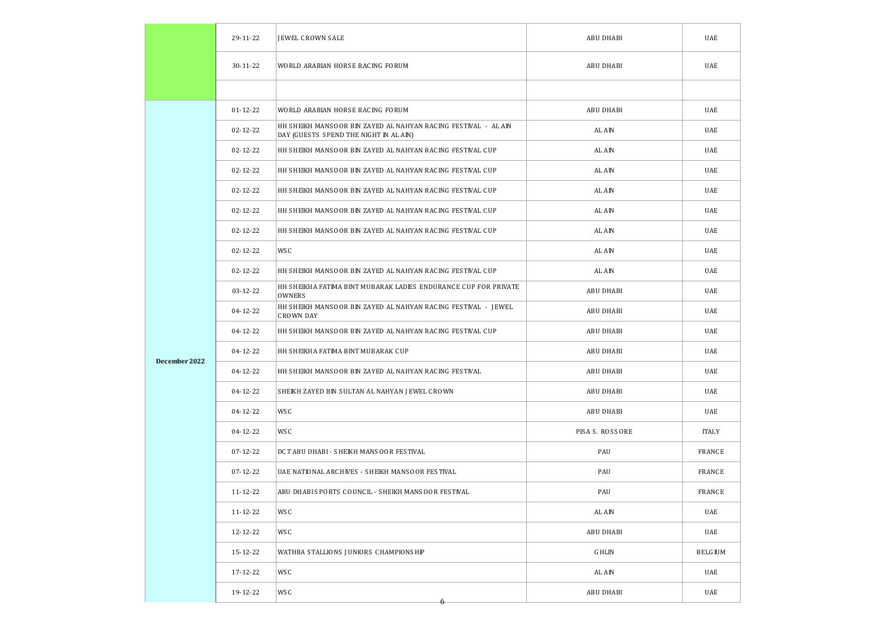| | | | | |
|---|---|---|---|---|
| | 29-11-22 | JEWEL CROWN SALE | ABU DHABI | UAE |
| | 30-11-22 | WORLD ARABIAN HORSE RACING FORUM | ABU DHABI | UAE |
| | | | | |
| December 2022 | 01-12-22 | WORLD ARABIAN HORSE RACING FORUM | ABU DHABI | UAE |
| | 02-12-22 | HH SHEIKH MANSOOR BIN ZAYED AL NAHYAN RACING FESTIVAL - AL AIN DAY (GUESTS SPEND THE NIGHT IN AL AIN) | AL AIN | UAE |
| | 02-12-22 | HH SHEIKH MANSOOR BIN ZAYED AL NAHYAN RACING FESTIVAL CUP | AL AIN | UAE |
| | 02-12-22 | HH SHEIKH MANSOOR BIN ZAYED AL NAHYAN RACING FESTIVAL CUP | AL AIN | UAE |
| | 02-12-22 | HH SHEIKH MANSOOR BIN ZAYED AL NAHYAN RACING FESTIVAL CUP | AL AIN | UAE |
| | 02-12-22 | HH SHEIKH MANSOOR BIN ZAYED AL NAHYAN RACING FESTIVAL CUP | AL AIN | UAE |
| | 02-12-22 | HH SHEIKH MANSOOR BIN ZAYED AL NAHYAN RACING FESTIVAL CUP | AL AIN | UAE |
| | 02-12-22 | WSC | AL AIN | UAE |
| | 02-12-22 | HH SHEIKH MANSOOR BIN ZAYED AL NAHYAN RACING FESTIVAL CUP | AL AIN | UAE |
| | 03-12-22 | HH SHEIKHA FATIMA BINT MUBARAK LADIES ENDURANCE CUP FOR PRIVATE OWNERS | ABU DHABI | UAE |
| | 04-12-22 | HH SHEIKH MANSOOR BIN ZAYED AL NAHYAN RACING FESTIVAL - JEWEL CROWN DAY | ABU DHABI | UAE |
| | 04-12-22 | HH SHEIKH MANSOOR BIN ZAYED AL NAHYAN RACING FESTIVAL CUP | ABU DHABI | UAE |
| | 04-12-22 | HH SHEIKHA FATIMA BINT MUBARAK CUP | ABU DHABI | UAE |
| | 04-12-22 | HH SHEIKH MANSOOR BIN ZAYED AL NAHYAN RACING FESTIVAL | ABU DHABI | UAE |
| | 04-12-22 | SHEIKH ZAYED BIN SULTAN AL NAHYAN JEWEL CROWN | ABU DHABI | UAE |
| | 04-12-22 | WSC | ABU DHABI | UAE |
| | 04-12-22 | WSC | PISA S. ROSSORE | ITALY |
| | 07-12-22 | DCT ABU DHABI - SHEIKH MANSOOR FESTIVAL | PAU | FRANCE |
| | 07-12-22 | UAE NATIONAL ARCHIVES - SHEIKH MANSOOR FESTIVAL | PAU | FRANCE |
| | 11-12-22 | ABU DHABI SPORTS COUNCIL - SHEIKH MANSOOR FESTIVAL | PAU | FRANCE |
| | 11-12-22 | WSC | AL AIN | UAE |
| | 12-12-22 | WSC | ABU DHABI | UAE |
| | 15-12-22 | WATHBA STALLIONS JUNIORS CHAMPIONSHIP | GHLIN | BELGIUM |
| | 17-12-22 | WSC | AL AIN | UAE |
| | 19-12-22 | WSC | ABU DHABI | UAE |